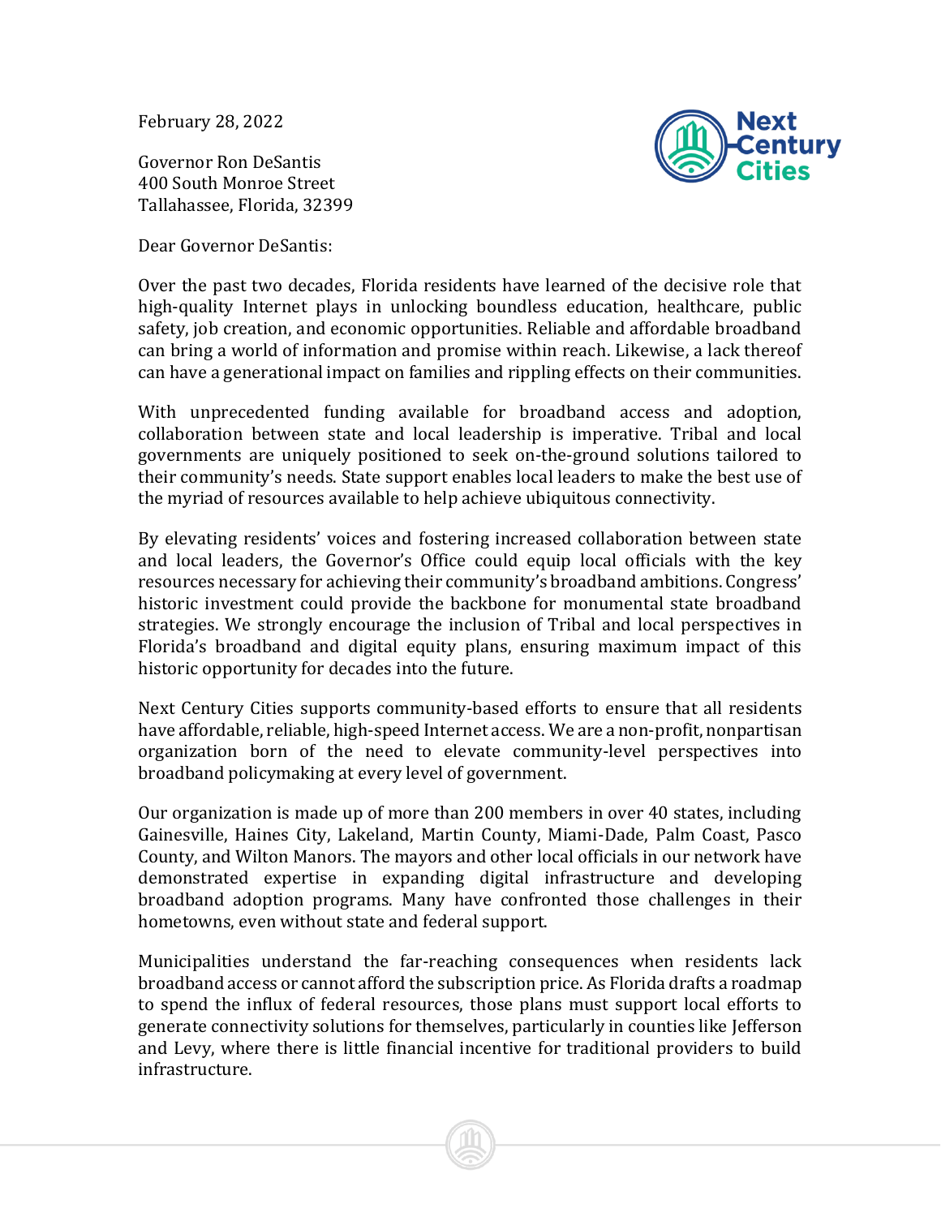February 28, 2022

Governor Ron DeSantis
400 South Monroe Street
Tallahassee, Florida, 32399

Dear Governor DeSantis:

Over the past two decades, Florida residents have learned of the decisive role that high-quality Internet plays in unlocking boundless education, healthcare, public safety, job creation, and economic opportunities. Reliable and affordable broadband can bring a world of information and promise within reach. Likewise, a lack thereof can have a generational impact on families and rippling effects on their communities.

With unprecedented funding available for broadband access and adoption, collaboration between state and local leadership is imperative. Tribal and local governments are uniquely positioned to seek on-the-ground solutions tailored to their community's needs. State support enables local leaders to make the best use of the myriad of resources available to help achieve ubiquitous connectivity.

By elevating residents' voices and fostering increased collaboration between state and local leaders, the Governor's Office could equip local officials with the key resources necessary for achieving their community's broadband ambitions. Congress' historic investment could provide the backbone for monumental state broadband strategies. We strongly encourage the inclusion of Tribal and local perspectives in Florida's broadband and digital equity plans, ensuring maximum impact of this historic opportunity for decades into the future.

Next Century Cities supports community-based efforts to ensure that all residents have affordable, reliable, high-speed Internet access. We are a non-profit, nonpartisan organization born of the need to elevate community-level perspectives into broadband policymaking at every level of government.

Our organization is made up of more than 200 members in over 40 states, including Gainesville, Haines City, Lakeland, Martin County, Miami-Dade, Palm Coast, Pasco County, and Wilton Manors. The mayors and other local officials in our network have demonstrated expertise in expanding digital infrastructure and developing broadband adoption programs. Many have confronted those challenges in their hometowns, even without state and federal support.

Municipalities understand the far-reaching consequences when residents lack broadband access or cannot afford the subscription price. As Florida drafts a roadmap to spend the influx of federal resources, those plans must support local efforts to generate connectivity solutions for themselves, particularly in counties like Jefferson and Levy, where there is little financial incentive for traditional providers to build infrastructure.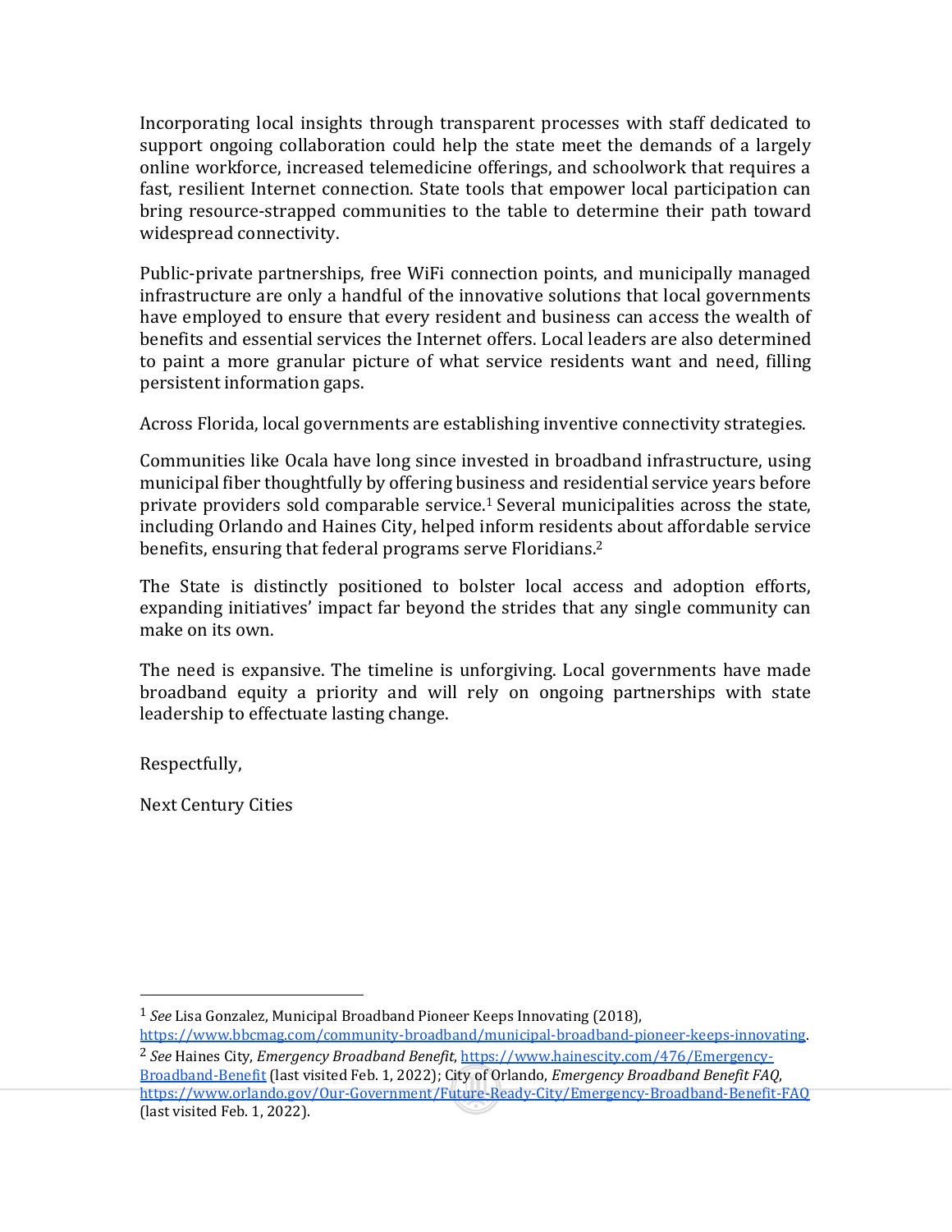Incorporating local insights through transparent processes with staff dedicated to support ongoing collaboration could help the state meet the demands of a largely online workforce, increased telemedicine offerings, and schoolwork that requires a fast, resilient Internet connection. State tools that empower local participation can bring resource-strapped communities to the table to determine their path toward widespread connectivity.

Public-private partnerships, free WiFi connection points, and municipally managed infrastructure are only a handful of the innovative solutions that local governments have employed to ensure that every resident and business can access the wealth of benefits and essential services the Internet offers. Local leaders are also determined to paint a more granular picture of what service residents want and need, filling persistent information gaps.

Across Florida, local governments are establishing inventive connectivity strategies.

Communities like Ocala have long since invested in broadband infrastructure, using municipal fiber thoughtfully by offering business and residential service years before private providers sold comparable service.[1] Several municipalities across the state, including Orlando and Haines City, helped inform residents about affordable service benefits, ensuring that federal programs serve Floridians.[2]

The State is distinctly positioned to bolster local access and adoption efforts, expanding initiatives' impact far beyond the strides that any single community can make on its own.

The need is expansive. The timeline is unforgiving. Local governments have made broadband equity a priority and will rely on ongoing partnerships with state leadership to effectuate lasting change.

Respectfully,

Next Century Cities

---

[1] *See* Lisa Gonzalez, Municipal Broadband Pioneer Keeps Innovating (2018), https://www.bbcmag.com/community-broadband/municipal-broadband-pioneer-keeps-innovating.

[2] *See* Haines City, *Emergency Broadband Benefit*, https://www.hainescity.com/476/Emergency-Broadband-Benefit (last visited Feb. 1, 2022); City of Orlando, *Emergency Broadband Benefit FAQ*, https://www.orlando.gov/Our-Government/Future-Ready-City/Emergency-Broadband-Benefit-FAQ (last visited Feb. 1, 2022).